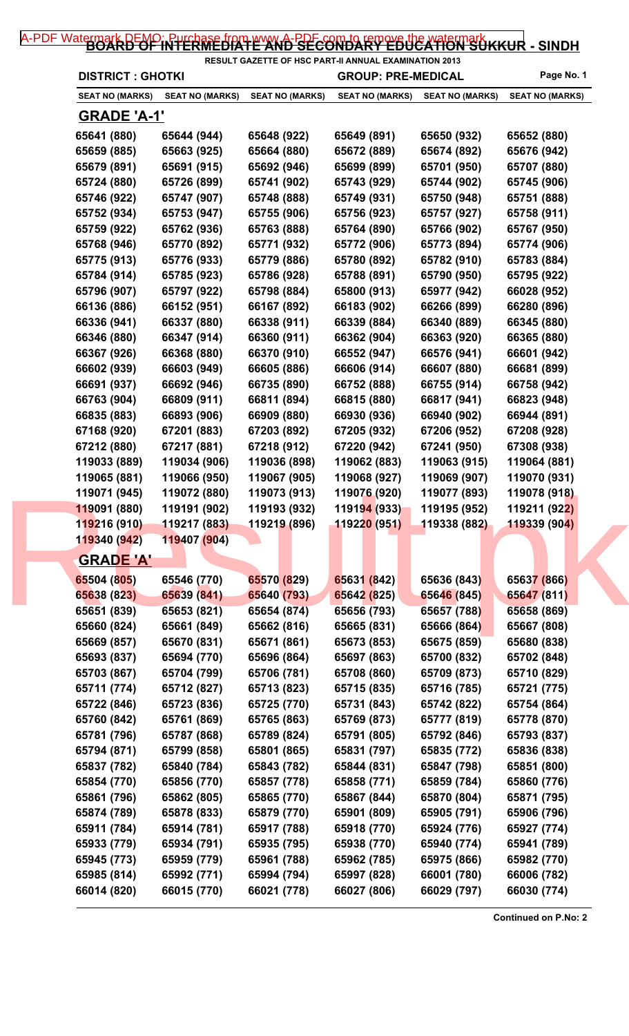# BOARD OF INTERMEDIATE AND SECONDARY EDUCATION SUKKUR - SINDH

RESULT GAZETTE OF HSC PART-II ANNUAL EXAMINATION 2013

**DISTRICT : GHOTKI** **GROUP: PRE-MEDICAL** **Page No. 1**

| SEAT NO (MARKS) | SEAT NO (MARKS) | SEAT NO (MARKS) | SEAT NO (MARKS) | SEAT NO (MARKS) | SEAT NO (MARKS) |
|---|---|---|---|---|---|

## GRADE 'A-1'

| | | | | | |
|---|---|---|---|---|---|
| 65641 (880) | 65644 (944) | 65648 (922) | 65649 (891) | 65650 (932) | 65652 (880) |
| 65659 (885) | 65663 (925) | 65664 (880) | 65672 (889) | 65674 (892) | 65676 (942) |
| 65679 (891) | 65691 (915) | 65692 (946) | 65699 (899) | 65701 (950) | 65707 (880) |
| 65724 (880) | 65726 (899) | 65741 (902) | 65743 (929) | 65744 (902) | 65745 (906) |
| 65746 (922) | 65747 (907) | 65748 (888) | 65749 (931) | 65750 (948) | 65751 (888) |
| 65752 (934) | 65753 (947) | 65755 (906) | 65756 (923) | 65757 (927) | 65758 (911) |
| 65759 (922) | 65762 (936) | 65763 (888) | 65764 (890) | 65766 (902) | 65767 (950) |
| 65768 (946) | 65770 (892) | 65771 (932) | 65772 (906) | 65773 (894) | 65774 (906) |
| 65775 (913) | 65776 (933) | 65779 (886) | 65780 (892) | 65782 (910) | 65783 (884) |
| 65784 (914) | 65785 (923) | 65786 (928) | 65788 (891) | 65790 (950) | 65795 (922) |
| 65796 (907) | 65797 (922) | 65798 (884) | 65800 (913) | 65977 (942) | 66028 (952) |
| 66136 (886) | 66152 (951) | 66167 (892) | 66183 (902) | 66266 (899) | 66280 (896) |
| 66336 (941) | 66337 (880) | 66338 (911) | 66339 (884) | 66340 (889) | 66345 (880) |
| 66346 (880) | 66347 (914) | 66360 (911) | 66362 (904) | 66363 (920) | 66365 (880) |
| 66367 (926) | 66368 (880) | 66370 (910) | 66552 (947) | 66576 (941) | 66601 (942) |
| 66602 (939) | 66603 (949) | 66605 (886) | 66606 (914) | 66607 (880) | 66681 (899) |
| 66691 (937) | 66692 (946) | 66735 (890) | 66752 (888) | 66755 (914) | 66758 (942) |
| 66763 (904) | 66809 (911) | 66811 (894) | 66815 (880) | 66817 (941) | 66823 (948) |
| 66835 (883) | 66893 (906) | 66909 (880) | 66930 (936) | 66940 (902) | 66944 (891) |
| 67168 (920) | 67201 (883) | 67203 (892) | 67205 (932) | 67206 (952) | 67208 (928) |
| 67212 (880) | 67217 (881) | 67218 (912) | 67220 (942) | 67241 (950) | 67308 (938) |
| 119033 (889) | 119034 (906) | 119036 (898) | 119062 (883) | 119063 (915) | 119064 (881) |
| 119065 (881) | 119066 (950) | 119067 (905) | 119068 (927) | 119069 (907) | 119070 (931) |
| 119071 (945) | 119072 (880) | 119073 (913) | 119076 (920) | 119077 (893) | 119078 (918) |
| 119091 (880) | 119191 (902) | 119193 (932) | 119194 (933) | 119195 (952) | 119211 (922) |
| 119216 (910) | 119217 (883) | 119219 (896) | 119220 (951) | 119338 (882) | 119339 (904) |
| 119340 (942) | 119407 (904) | | | | |

## GRADE 'A'

| | | | | | |
|---|---|---|---|---|---|
| 65504 (805) | 65546 (770) | 65570 (829) | 65631 (842) | 65636 (843) | 65637 (866) |
| 65638 (823) | 65639 (841) | 65640 (793) | 65642 (825) | 65646 (845) | 65647 (811) |
| 65651 (839) | 65653 (821) | 65654 (874) | 65656 (793) | 65657 (788) | 65658 (869) |
| 65660 (824) | 65661 (849) | 65662 (816) | 65665 (831) | 65666 (864) | 65667 (808) |
| 65669 (857) | 65670 (831) | 65671 (861) | 65673 (853) | 65675 (859) | 65680 (838) |
| 65693 (837) | 65694 (770) | 65696 (864) | 65697 (863) | 65700 (832) | 65702 (848) |
| 65703 (867) | 65704 (799) | 65706 (781) | 65708 (860) | 65709 (873) | 65710 (829) |
| 65711 (774) | 65712 (827) | 65713 (823) | 65715 (835) | 65716 (785) | 65721 (775) |
| 65722 (846) | 65723 (836) | 65725 (770) | 65731 (843) | 65742 (822) | 65754 (864) |
| 65760 (842) | 65761 (869) | 65765 (863) | 65769 (873) | 65777 (819) | 65778 (870) |
| 65781 (796) | 65787 (868) | 65789 (824) | 65791 (805) | 65792 (846) | 65793 (837) |
| 65794 (871) | 65799 (858) | 65801 (865) | 65831 (797) | 65835 (772) | 65836 (838) |
| 65837 (782) | 65840 (784) | 65843 (782) | 65844 (831) | 65847 (798) | 65851 (800) |
| 65854 (770) | 65856 (770) | 65857 (778) | 65858 (771) | 65859 (784) | 65860 (776) |
| 65861 (796) | 65862 (805) | 65865 (770) | 65867 (844) | 65870 (804) | 65871 (795) |
| 65874 (789) | 65878 (833) | 65879 (770) | 65901 (809) | 65905 (791) | 65906 (796) |
| 65911 (784) | 65914 (781) | 65917 (788) | 65918 (770) | 65924 (776) | 65927 (774) |
| 65933 (779) | 65934 (791) | 65935 (795) | 65938 (770) | 65940 (774) | 65941 (789) |
| 65945 (773) | 65959 (779) | 65961 (788) | 65962 (785) | 65975 (866) | 65982 (770) |
| 65985 (814) | 65992 (771) | 65994 (794) | 65997 (828) | 66001 (780) | 66006 (782) |
| 66014 (820) | 66015 (770) | 66021 (778) | 66027 (806) | 66029 (797) | 66030 (774) |

**Continued on P.No: 2**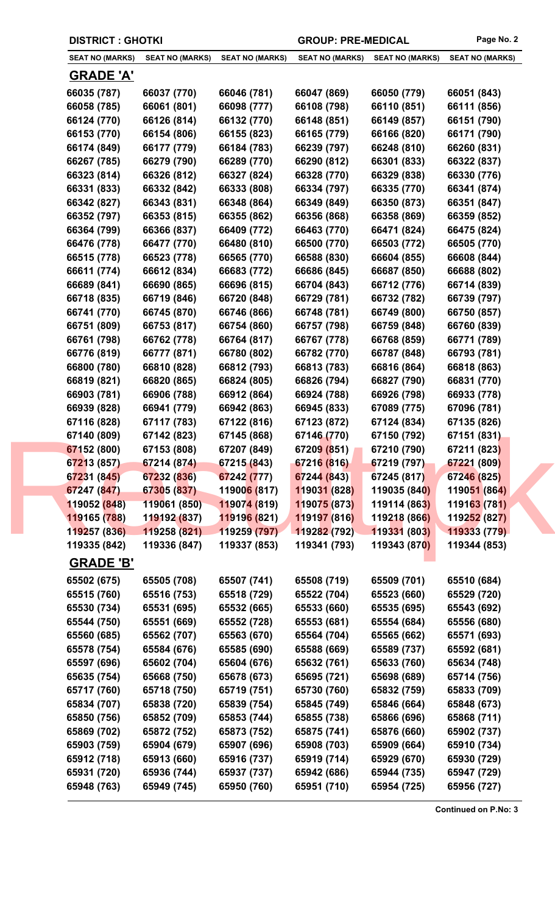**DISTRICT : GHOTKI** **GROUP: PRE-MEDICAL**

| SEAT NO (MARKS) | SEAT NO (MARKS) | SEAT NO (MARKS) | SEAT NO (MARKS) | SEAT NO (MARKS) | SEAT NO (MARKS) |
|---|---|---|---|---|---|

## GRADE 'A'

| | | | | | |
|---|---|---|---|---|---|
| 66035 (787) | 66037 (770) | 66046 (781) | 66047 (869) | 66050 (779) | 66051 (843) |
| 66058 (785) | 66061 (801) | 66098 (777) | 66108 (798) | 66110 (851) | 66111 (856) |
| 66124 (770) | 66126 (814) | 66132 (770) | 66148 (851) | 66149 (857) | 66151 (790) |
| 66153 (770) | 66154 (806) | 66155 (823) | 66165 (779) | 66166 (820) | 66171 (790) |
| 66174 (849) | 66177 (779) | 66184 (783) | 66239 (797) | 66248 (810) | 66260 (831) |
| 66267 (785) | 66279 (790) | 66289 (770) | 66290 (812) | 66301 (833) | 66322 (837) |
| 66323 (814) | 66326 (812) | 66327 (824) | 66328 (770) | 66329 (838) | 66330 (776) |
| 66331 (833) | 66332 (842) | 66333 (808) | 66334 (797) | 66335 (770) | 66341 (874) |
| 66342 (827) | 66343 (831) | 66348 (864) | 66349 (849) | 66350 (873) | 66351 (847) |
| 66352 (797) | 66353 (815) | 66355 (862) | 66356 (868) | 66358 (869) | 66359 (852) |
| 66364 (799) | 66366 (837) | 66409 (772) | 66463 (770) | 66471 (824) | 66475 (824) |
| 66476 (778) | 66477 (770) | 66480 (810) | 66500 (770) | 66503 (772) | 66505 (770) |
| 66515 (778) | 66523 (778) | 66565 (770) | 66588 (830) | 66604 (855) | 66608 (844) |
| 66611 (774) | 66612 (834) | 66683 (772) | 66686 (845) | 66687 (850) | 66688 (802) |
| 66689 (841) | 66690 (865) | 66696 (815) | 66704 (843) | 66712 (776) | 66714 (839) |
| 66718 (835) | 66719 (846) | 66720 (848) | 66729 (781) | 66732 (782) | 66739 (797) |
| 66741 (770) | 66745 (870) | 66746 (866) | 66748 (781) | 66749 (800) | 66750 (857) |
| 66751 (809) | 66753 (817) | 66754 (860) | 66757 (798) | 66759 (848) | 66760 (839) |
| 66761 (798) | 66762 (778) | 66764 (817) | 66767 (778) | 66768 (859) | 66771 (789) |
| 66776 (819) | 66777 (871) | 66780 (802) | 66782 (770) | 66787 (848) | 66793 (781) |
| 66800 (780) | 66810 (828) | 66812 (793) | 66813 (783) | 66816 (864) | 66818 (863) |
| 66819 (821) | 66820 (865) | 66824 (805) | 66826 (794) | 66827 (790) | 66831 (770) |
| 66903 (781) | 66906 (788) | 66912 (864) | 66924 (788) | 66926 (798) | 66933 (778) |
| 66939 (828) | 66941 (779) | 66942 (863) | 66945 (833) | 67089 (775) | 67096 (781) |
| 67116 (828) | 67117 (783) | 67122 (816) | 67123 (872) | 67124 (834) | 67135 (826) |
| 67140 (809) | 67142 (823) | 67145 (868) | 67146 (770) | 67150 (792) | 67151 (831) |
| 67152 (800) | 67153 (808) | 67207 (849) | 67209 (851) | 67210 (790) | 67211 (823) |
| 67213 (857) | 67214 (874) | 67215 (843) | 67216 (816) | 67219 (797) | 67221 (809) |
| 67231 (845) | 67232 (836) | 67242 (777) | 67244 (843) | 67245 (817) | 67246 (825) |
| 67247 (847) | 67305 (837) | 119006 (817) | 119031 (828) | 119035 (840) | 119051 (864) |
| 119052 (848) | 119061 (850) | 119074 (819) | 119075 (873) | 119114 (863) | 119163 (781) |
| 119165 (788) | 119192 (837) | 119196 (821) | 119197 (816) | 119218 (866) | 119252 (827) |
| 119257 (836) | 119258 (821) | 119259 (797) | 119282 (792) | 119331 (803) | 119333 (779) |
| 119335 (842) | 119336 (847) | 119337 (853) | 119341 (793) | 119343 (870) | 119344 (853) |

## GRADE 'B'

| | | | | | |
|---|---|---|---|---|---|
| 65502 (675) | 65505 (708) | 65507 (741) | 65508 (719) | 65509 (701) | 65510 (684) |
| 65515 (760) | 65516 (753) | 65518 (729) | 65522 (704) | 65523 (660) | 65529 (720) |
| 65530 (734) | 65531 (695) | 65532 (665) | 65533 (660) | 65535 (695) | 65543 (692) |
| 65544 (750) | 65551 (669) | 65552 (728) | 65553 (681) | 65554 (684) | 65556 (680) |
| 65560 (685) | 65562 (707) | 65563 (670) | 65564 (704) | 65565 (662) | 65571 (693) |
| 65578 (754) | 65584 (676) | 65585 (690) | 65588 (669) | 65589 (737) | 65592 (681) |
| 65597 (696) | 65602 (704) | 65604 (676) | 65632 (761) | 65633 (760) | 65634 (748) |
| 65635 (754) | 65668 (750) | 65678 (673) | 65695 (721) | 65698 (689) | 65714 (756) |
| 65717 (760) | 65718 (750) | 65719 (751) | 65730 (760) | 65832 (759) | 65833 (709) |
| 65834 (707) | 65838 (720) | 65839 (754) | 65845 (749) | 65846 (664) | 65848 (673) |
| 65850 (756) | 65852 (709) | 65853 (744) | 65855 (738) | 65866 (696) | 65868 (711) |
| 65869 (702) | 65872 (752) | 65873 (752) | 65875 (741) | 65876 (660) | 65902 (737) |
| 65903 (759) | 65904 (679) | 65907 (696) | 65908 (703) | 65909 (664) | 65910 (734) |
| 65912 (718) | 65913 (660) | 65916 (737) | 65919 (714) | 65929 (670) | 65930 (729) |
| 65931 (720) | 65936 (744) | 65937 (737) | 65942 (686) | 65944 (735) | 65947 (729) |
| 65948 (763) | 65949 (745) | 65950 (760) | 65951 (710) | 65954 (725) | 65956 (727) |

**Continued on P.No: 3**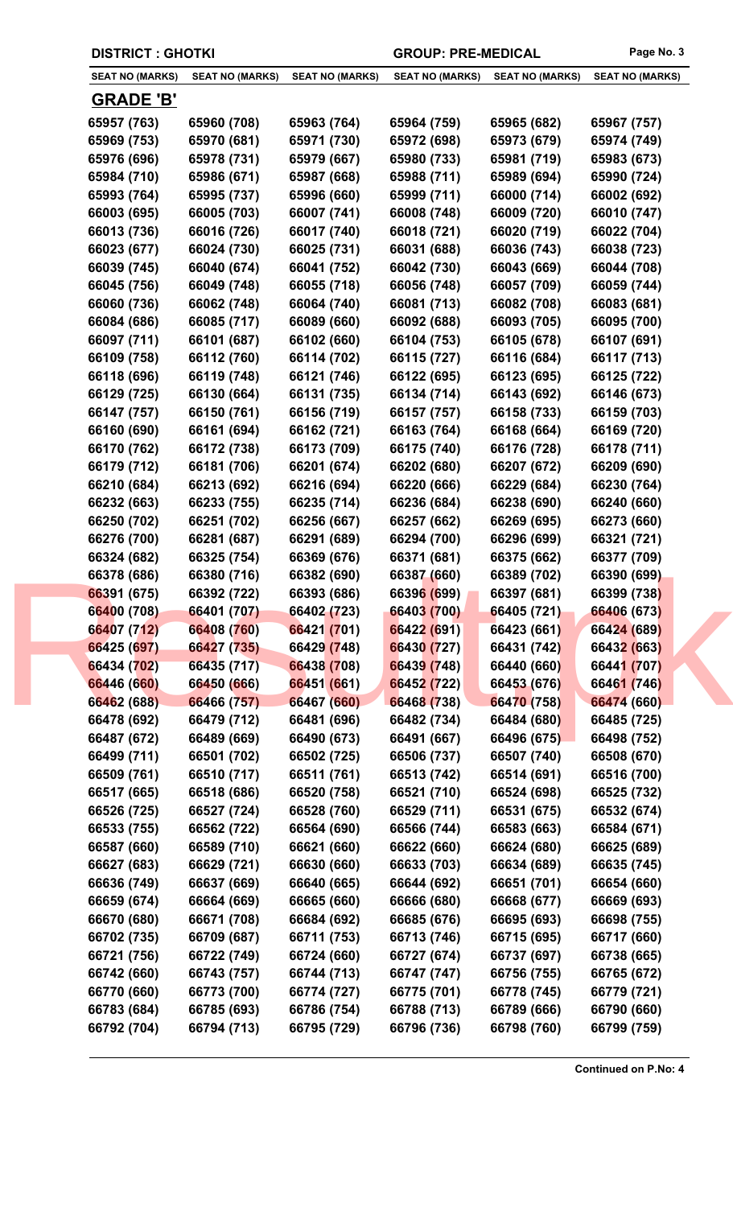| DISTRICT : GHOTKI | | | GROUP: PRE-MEDICAL | | |
|---|---|---|---|---|---|
| SEAT NO (MARKS) | SEAT NO (MARKS) | SEAT NO (MARKS) | SEAT NO (MARKS) | SEAT NO (MARKS) | SEAT NO (MARKS) |

## GRADE 'B'

| | | | | | |
|---|---|---|---|---|---|
| 65957 (763) | 65960 (708) | 65963 (764) | 65964 (759) | 65965 (682) | 65967 (757) |
| 65969 (753) | 65970 (681) | 65971 (730) | 65972 (698) | 65973 (679) | 65974 (749) |
| 65976 (696) | 65978 (731) | 65979 (667) | 65980 (733) | 65981 (719) | 65983 (673) |
| 65984 (710) | 65986 (671) | 65987 (668) | 65988 (711) | 65989 (694) | 65990 (724) |
| 65993 (764) | 65995 (737) | 65996 (660) | 65999 (711) | 66000 (714) | 66002 (692) |
| 66003 (695) | 66005 (703) | 66007 (741) | 66008 (748) | 66009 (720) | 66010 (747) |
| 66013 (736) | 66016 (726) | 66017 (740) | 66018 (721) | 66020 (719) | 66022 (704) |
| 66023 (677) | 66024 (730) | 66025 (731) | 66031 (688) | 66036 (743) | 66038 (723) |
| 66039 (745) | 66040 (674) | 66041 (752) | 66042 (730) | 66043 (669) | 66044 (708) |
| 66045 (756) | 66049 (748) | 66055 (718) | 66056 (748) | 66057 (709) | 66059 (744) |
| 66060 (736) | 66062 (748) | 66064 (740) | 66081 (713) | 66082 (708) | 66083 (681) |
| 66084 (686) | 66085 (717) | 66089 (660) | 66092 (688) | 66093 (705) | 66095 (700) |
| 66097 (711) | 66101 (687) | 66102 (660) | 66104 (753) | 66105 (678) | 66107 (691) |
| 66109 (758) | 66112 (760) | 66114 (702) | 66115 (727) | 66116 (684) | 66117 (713) |
| 66118 (696) | 66119 (748) | 66121 (746) | 66122 (695) | 66123 (695) | 66125 (722) |
| 66129 (725) | 66130 (664) | 66131 (735) | 66134 (714) | 66143 (692) | 66146 (673) |
| 66147 (757) | 66150 (761) | 66156 (719) | 66157 (757) | 66158 (733) | 66159 (703) |
| 66160 (690) | 66161 (694) | 66162 (721) | 66163 (764) | 66168 (664) | 66169 (720) |
| 66170 (762) | 66172 (738) | 66173 (709) | 66175 (740) | 66176 (728) | 66178 (711) |
| 66179 (712) | 66181 (706) | 66201 (674) | 66202 (680) | 66207 (672) | 66209 (690) |
| 66210 (684) | 66213 (692) | 66216 (694) | 66220 (666) | 66229 (684) | 66230 (764) |
| 66232 (663) | 66233 (755) | 66235 (714) | 66236 (684) | 66238 (690) | 66240 (660) |
| 66250 (702) | 66251 (702) | 66256 (667) | 66257 (662) | 66269 (695) | 66273 (660) |
| 66276 (700) | 66281 (687) | 66291 (689) | 66294 (700) | 66296 (699) | 66321 (721) |
| 66324 (682) | 66325 (754) | 66369 (676) | 66371 (681) | 66375 (662) | 66377 (709) |
| 66378 (686) | 66380 (716) | 66382 (690) | 66387 (660) | 66389 (702) | 66390 (699) |
| 66391 (675) | 66392 (722) | 66393 (686) | 66396 (699) | 66397 (681) | 66399 (738) |
| 66400 (708) | 66401 (707) | 66402 (723) | 66403 (700) | 66405 (721) | 66406 (673) |
| 66407 (712) | 66408 (760) | 66421 (701) | 66422 (691) | 66423 (661) | 66424 (689) |
| 66425 (697) | 66427 (735) | 66429 (748) | 66430 (727) | 66431 (742) | 66432 (663) |
| 66434 (702) | 66435 (717) | 66438 (708) | 66439 (748) | 66440 (660) | 66441 (707) |
| 66446 (660) | 66450 (666) | 66451 (661) | 66452 (722) | 66453 (676) | 66461 (746) |
| 66462 (688) | 66466 (757) | 66467 (660) | 66468 (738) | 66470 (758) | 66474 (660) |
| 66478 (692) | 66479 (712) | 66481 (696) | 66482 (734) | 66484 (680) | 66485 (725) |
| 66487 (672) | 66489 (669) | 66490 (673) | 66491 (667) | 66496 (675) | 66498 (752) |
| 66499 (711) | 66501 (702) | 66502 (725) | 66506 (737) | 66507 (740) | 66508 (670) |
| 66509 (761) | 66510 (717) | 66511 (761) | 66513 (742) | 66514 (691) | 66516 (700) |
| 66517 (665) | 66518 (686) | 66520 (758) | 66521 (710) | 66524 (698) | 66525 (732) |
| 66526 (725) | 66527 (724) | 66528 (760) | 66529 (711) | 66531 (675) | 66532 (674) |
| 66533 (755) | 66562 (722) | 66564 (690) | 66566 (744) | 66583 (663) | 66584 (671) |
| 66587 (660) | 66589 (710) | 66621 (660) | 66622 (660) | 66624 (680) | 66625 (689) |
| 66627 (683) | 66629 (721) | 66630 (660) | 66633 (703) | 66634 (689) | 66635 (745) |
| 66636 (749) | 66637 (669) | 66640 (665) | 66644 (692) | 66651 (701) | 66654 (660) |
| 66659 (674) | 66664 (669) | 66665 (660) | 66666 (680) | 66668 (677) | 66669 (693) |
| 66670 (680) | 66671 (708) | 66684 (692) | 66685 (676) | 66695 (693) | 66698 (755) |
| 66702 (735) | 66709 (687) | 66711 (753) | 66713 (746) | 66715 (695) | 66717 (660) |
| 66721 (756) | 66722 (749) | 66724 (660) | 66727 (674) | 66737 (697) | 66738 (665) |
| 66742 (660) | 66743 (757) | 66744 (713) | 66747 (747) | 66756 (755) | 66765 (672) |
| 66770 (660) | 66773 (700) | 66774 (727) | 66775 (701) | 66778 (745) | 66779 (721) |
| 66783 (684) | 66785 (693) | 66786 (754) | 66788 (713) | 66789 (666) | 66790 (660) |
| 66792 (704) | 66794 (713) | 66795 (729) | 66796 (736) | 66798 (760) | 66799 (759) |

**Continued on P.No: 4**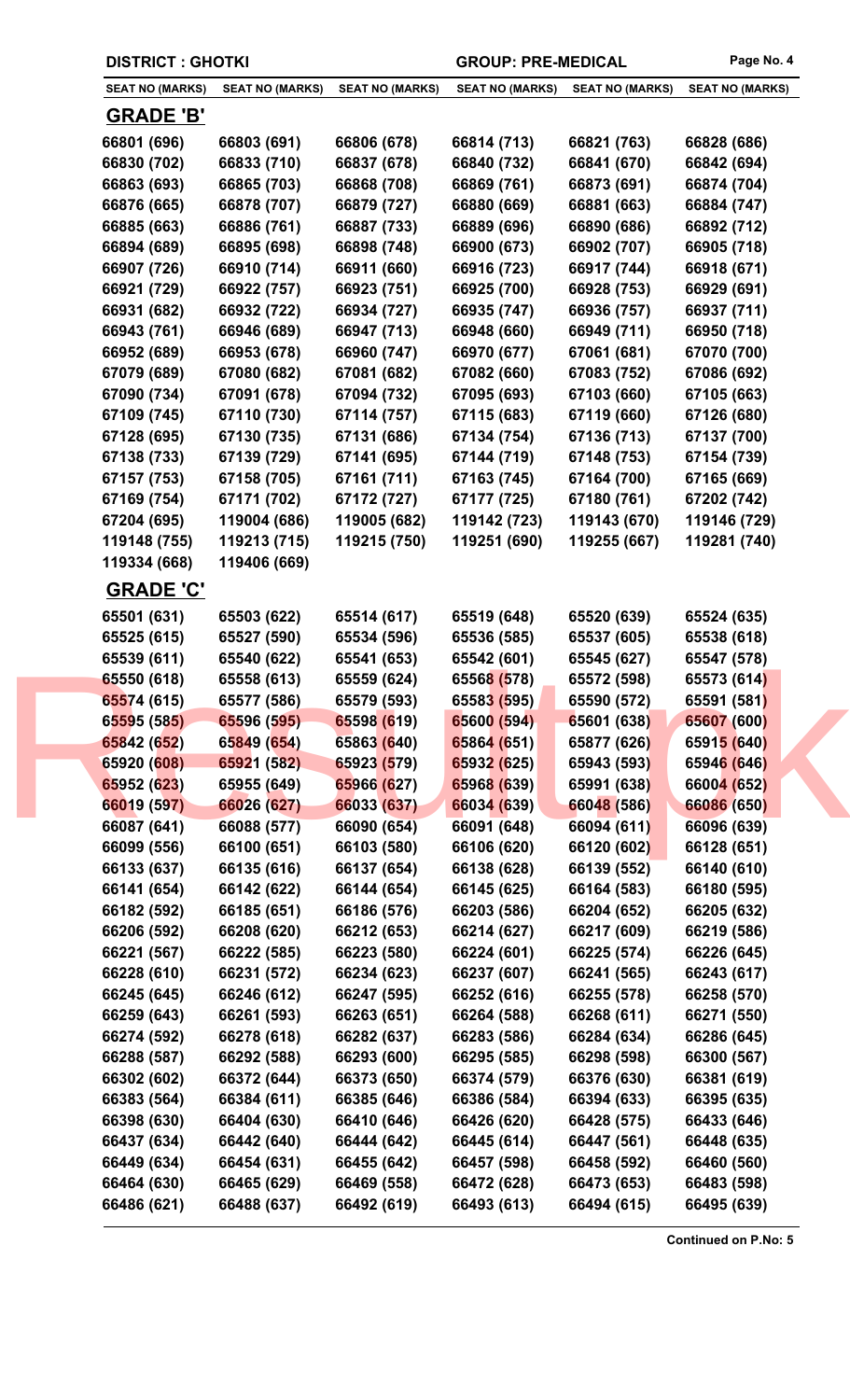| DISTRICT : GHOTKI | | | GROUP: PRE-MEDICAL | | |
|---|---|---|---|---|---|
| SEAT NO (MARKS) | SEAT NO (MARKS) | SEAT NO (MARKS) | SEAT NO (MARKS) | SEAT NO (MARKS) | SEAT NO (MARKS) |

## GRADE 'B'

| | | | | | |
|---|---|---|---|---|---|
| 66801 (696) | 66803 (691) | 66806 (678) | 66814 (713) | 66821 (763) | 66828 (686) |
| 66830 (702) | 66833 (710) | 66837 (678) | 66840 (732) | 66841 (670) | 66842 (694) |
| 66863 (693) | 66865 (703) | 66868 (708) | 66869 (761) | 66873 (691) | 66874 (704) |
| 66876 (665) | 66878 (707) | 66879 (727) | 66880 (669) | 66881 (663) | 66884 (747) |
| 66885 (663) | 66886 (761) | 66887 (733) | 66889 (696) | 66890 (686) | 66892 (712) |
| 66894 (689) | 66895 (698) | 66898 (748) | 66900 (673) | 66902 (707) | 66905 (718) |
| 66907 (726) | 66910 (714) | 66911 (660) | 66916 (723) | 66917 (744) | 66918 (671) |
| 66921 (729) | 66922 (757) | 66923 (751) | 66925 (700) | 66928 (753) | 66929 (691) |
| 66931 (682) | 66932 (722) | 66934 (727) | 66935 (747) | 66936 (757) | 66937 (711) |
| 66943 (761) | 66946 (689) | 66947 (713) | 66948 (660) | 66949 (711) | 66950 (718) |
| 66952 (689) | 66953 (678) | 66960 (747) | 66970 (677) | 67061 (681) | 67070 (700) |
| 67079 (689) | 67080 (682) | 67081 (682) | 67082 (660) | 67083 (752) | 67086 (692) |
| 67090 (734) | 67091 (678) | 67094 (732) | 67095 (693) | 67103 (660) | 67105 (663) |
| 67109 (745) | 67110 (730) | 67114 (757) | 67115 (683) | 67119 (660) | 67126 (680) |
| 67128 (695) | 67130 (735) | 67131 (686) | 67134 (754) | 67136 (713) | 67137 (700) |
| 67138 (733) | 67139 (729) | 67141 (695) | 67144 (719) | 67148 (753) | 67154 (739) |
| 67157 (753) | 67158 (705) | 67161 (711) | 67163 (745) | 67164 (700) | 67165 (669) |
| 67169 (754) | 67171 (702) | 67172 (727) | 67177 (725) | 67180 (761) | 67202 (742) |
| 67204 (695) | 119004 (686) | 119005 (682) | 119142 (723) | 119143 (670) | 119146 (729) |
| 119148 (755) | 119213 (715) | 119215 (750) | 119251 (690) | 119255 (667) | 119281 (740) |
| 119334 (668) | 119406 (669) | | | | |

## GRADE 'C'

| | | | | | |
|---|---|---|---|---|---|
| 65501 (631) | 65503 (622) | 65514 (617) | 65519 (648) | 65520 (639) | 65524 (635) |
| 65525 (615) | 65527 (590) | 65534 (596) | 65536 (585) | 65537 (605) | 65538 (618) |
| 65539 (611) | 65540 (622) | 65541 (653) | 65542 (601) | 65545 (627) | 65547 (578) |
| 65550 (618) | 65558 (613) | 65559 (624) | 65568 (578) | 65572 (598) | 65573 (614) |
| 65574 (615) | 65577 (586) | 65579 (593) | 65583 (595) | 65590 (572) | 65591 (581) |
| 65595 (585) | 65596 (595) | 65598 (619) | 65600 (594) | 65601 (638) | 65607 (600) |
| 65842 (652) | 65849 (654) | 65863 (640) | 65864 (651) | 65877 (626) | 65915 (640) |
| 65920 (608) | 65921 (582) | 65923 (579) | 65932 (625) | 65943 (593) | 65946 (646) |
| 65952 (623) | 65955 (649) | 65966 (627) | 65968 (639) | 65991 (638) | 66004 (652) |
| 66019 (597) | 66026 (627) | 66033 (637) | 66034 (639) | 66048 (586) | 66086 (650) |
| 66087 (641) | 66088 (577) | 66090 (654) | 66091 (648) | 66094 (611) | 66096 (639) |
| 66099 (556) | 66100 (651) | 66103 (580) | 66106 (620) | 66120 (602) | 66128 (651) |
| 66133 (637) | 66135 (616) | 66137 (654) | 66138 (628) | 66139 (552) | 66140 (610) |
| 66141 (654) | 66142 (622) | 66144 (654) | 66145 (625) | 66164 (583) | 66180 (595) |
| 66182 (592) | 66185 (651) | 66186 (576) | 66203 (586) | 66204 (652) | 66205 (632) |
| 66206 (592) | 66208 (620) | 66212 (653) | 66214 (627) | 66217 (609) | 66219 (586) |
| 66221 (567) | 66222 (585) | 66223 (580) | 66224 (601) | 66225 (574) | 66226 (645) |
| 66228 (610) | 66231 (572) | 66234 (623) | 66237 (607) | 66241 (565) | 66243 (617) |
| 66245 (645) | 66246 (612) | 66247 (595) | 66252 (616) | 66255 (578) | 66258 (570) |
| 66259 (643) | 66261 (593) | 66263 (651) | 66264 (588) | 66268 (611) | 66271 (550) |
| 66274 (592) | 66278 (618) | 66282 (637) | 66283 (586) | 66284 (634) | 66286 (645) |
| 66288 (587) | 66292 (588) | 66293 (600) | 66295 (585) | 66298 (598) | 66300 (567) |
| 66302 (602) | 66372 (644) | 66373 (650) | 66374 (579) | 66376 (630) | 66381 (619) |
| 66383 (564) | 66384 (611) | 66385 (646) | 66386 (584) | 66394 (633) | 66395 (635) |
| 66398 (630) | 66404 (630) | 66410 (646) | 66426 (620) | 66428 (575) | 66433 (646) |
| 66437 (634) | 66442 (640) | 66444 (642) | 66445 (614) | 66447 (561) | 66448 (635) |
| 66449 (634) | 66454 (631) | 66455 (642) | 66457 (598) | 66458 (592) | 66460 (560) |
| 66464 (630) | 66465 (629) | 66469 (558) | 66472 (628) | 66473 (653) | 66483 (598) |
| 66486 (621) | 66488 (637) | 66492 (619) | 66493 (613) | 66494 (615) | 66495 (639) |

**Continued on P.No: 5**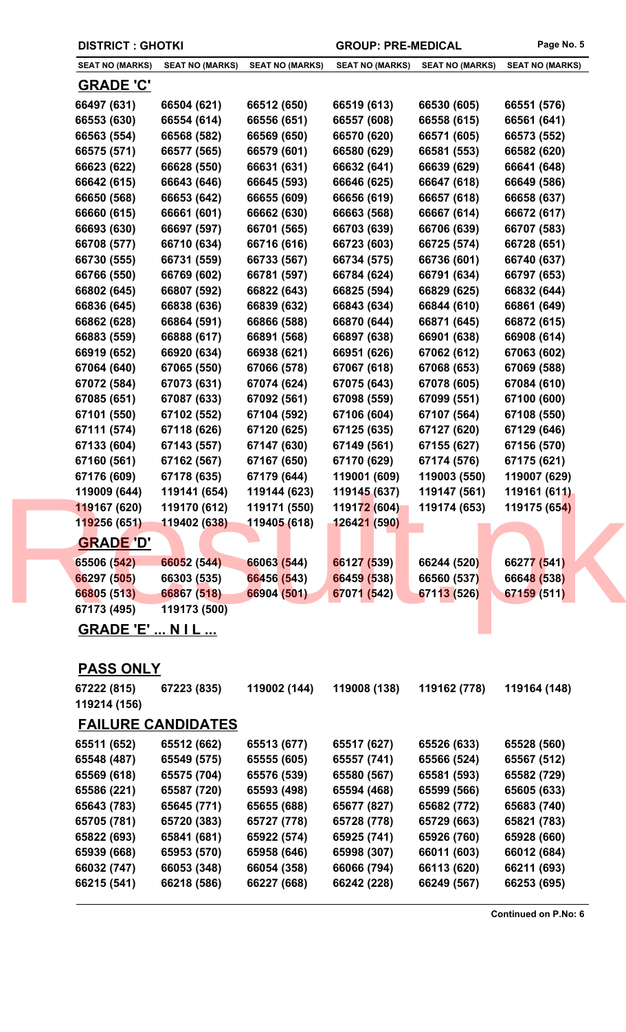**DISTRICT : GHOTKI** **GROUP: PRE-MEDICAL**

| SEAT NO (MARKS) | SEAT NO (MARKS) | SEAT NO (MARKS) | SEAT NO (MARKS) | SEAT NO (MARKS) | SEAT NO (MARKS) |
|---|---|---|---|---|---|

## GRADE 'C'

| | | | | | |
|---|---|---|---|---|---|
| 66497 (631) | 66504 (621) | 66512 (650) | 66519 (613) | 66530 (605) | 66551 (576) |
| 66553 (630) | 66554 (614) | 66556 (651) | 66557 (608) | 66558 (615) | 66561 (641) |
| 66563 (554) | 66568 (582) | 66569 (650) | 66570 (620) | 66571 (605) | 66573 (552) |
| 66575 (571) | 66577 (565) | 66579 (601) | 66580 (629) | 66581 (553) | 66582 (620) |
| 66623 (622) | 66628 (550) | 66631 (631) | 66632 (641) | 66639 (629) | 66641 (648) |
| 66642 (615) | 66643 (646) | 66645 (593) | 66646 (625) | 66647 (618) | 66649 (586) |
| 66650 (568) | 66653 (642) | 66655 (609) | 66656 (619) | 66657 (618) | 66658 (637) |
| 66660 (615) | 66661 (601) | 66662 (630) | 66663 (568) | 66667 (614) | 66672 (617) |
| 66693 (630) | 66697 (597) | 66701 (565) | 66703 (639) | 66706 (639) | 66707 (583) |
| 66708 (577) | 66710 (634) | 66716 (616) | 66723 (603) | 66725 (574) | 66728 (651) |
| 66730 (555) | 66731 (559) | 66733 (567) | 66734 (575) | 66736 (601) | 66740 (637) |
| 66766 (550) | 66769 (602) | 66781 (597) | 66784 (624) | 66791 (634) | 66797 (653) |
| 66802 (645) | 66807 (592) | 66822 (643) | 66825 (594) | 66829 (625) | 66832 (644) |
| 66836 (645) | 66838 (636) | 66839 (632) | 66843 (634) | 66844 (610) | 66861 (649) |
| 66862 (628) | 66864 (591) | 66866 (588) | 66870 (644) | 66871 (645) | 66872 (615) |
| 66883 (559) | 66888 (617) | 66891 (568) | 66897 (638) | 66901 (638) | 66908 (614) |
| 66919 (652) | 66920 (634) | 66938 (621) | 66951 (626) | 67062 (612) | 67063 (602) |
| 67064 (640) | 67065 (550) | 67066 (578) | 67067 (618) | 67068 (653) | 67069 (588) |
| 67072 (584) | 67073 (631) | 67074 (624) | 67075 (643) | 67078 (605) | 67084 (610) |
| 67085 (651) | 67087 (633) | 67092 (561) | 67098 (559) | 67099 (551) | 67100 (600) |
| 67101 (550) | 67102 (552) | 67104 (592) | 67106 (604) | 67107 (564) | 67108 (550) |
| 67111 (574) | 67118 (626) | 67120 (625) | 67125 (635) | 67127 (620) | 67129 (646) |
| 67133 (604) | 67143 (557) | 67147 (630) | 67149 (561) | 67155 (627) | 67156 (570) |
| 67160 (561) | 67162 (567) | 67167 (650) | 67170 (629) | 67174 (576) | 67175 (621) |
| 67176 (609) | 67178 (635) | 67179 (644) | 119001 (609) | 119003 (550) | 119007 (629) |
| 119009 (644) | 119141 (654) | 119144 (623) | 119145 (637) | 119147 (561) | 119161 (611) |
| 119167 (620) | 119170 (612) | 119171 (550) | 119172 (604) | 119174 (653) | 119175 (654) |
| 119256 (651) | 119402 (638) | 119405 (618) | 126421 (590) | | |

## GRADE 'D'

| | | | | | |
|---|---|---|---|---|---|
| 65506 (542) | 66052 (544) | 66063 (544) | 66127 (539) | 66244 (520) | 66277 (541) |
| 66297 (505) | 66303 (535) | 66456 (543) | 66459 (538) | 66560 (537) | 66648 (538) |
| 66805 (513) | 66867 (518) | 66904 (501) | 67071 (542) | 67113 (526) | 67159 (511) |
| 67173 (495) | 119173 (500) | | | | |

## GRADE 'E' ... N I L ...

## PASS ONLY

| | | | | | |
|---|---|---|---|---|---|
| 67222 (815) | 67223 (835) | 119002 (144) | 119008 (138) | 119162 (778) | 119164 (148) |
| 119214 (156) | | | | | |

## FAILURE CANDIDATES

| | | | | | |
|---|---|---|---|---|---|
| 65511 (652) | 65512 (662) | 65513 (677) | 65517 (627) | 65526 (633) | 65528 (560) |
| 65548 (487) | 65549 (575) | 65555 (605) | 65557 (741) | 65566 (524) | 65567 (512) |
| 65569 (618) | 65575 (704) | 65576 (539) | 65580 (567) | 65581 (593) | 65582 (729) |
| 65586 (221) | 65587 (720) | 65593 (498) | 65594 (468) | 65599 (566) | 65605 (633) |
| 65643 (783) | 65645 (771) | 65655 (688) | 65677 (827) | 65682 (772) | 65683 (740) |
| 65705 (781) | 65720 (383) | 65727 (778) | 65728 (778) | 65729 (663) | 65821 (783) |
| 65822 (693) | 65841 (681) | 65922 (574) | 65925 (741) | 65926 (760) | 65928 (660) |
| 65939 (668) | 65953 (570) | 65958 (646) | 65998 (307) | 66011 (603) | 66012 (684) |
| 66032 (747) | 66053 (348) | 66054 (358) | 66066 (794) | 66113 (620) | 66211 (693) |
| 66215 (541) | 66218 (586) | 66227 (668) | 66242 (228) | 66249 (567) | 66253 (695) |

**Continued on P.No: 6**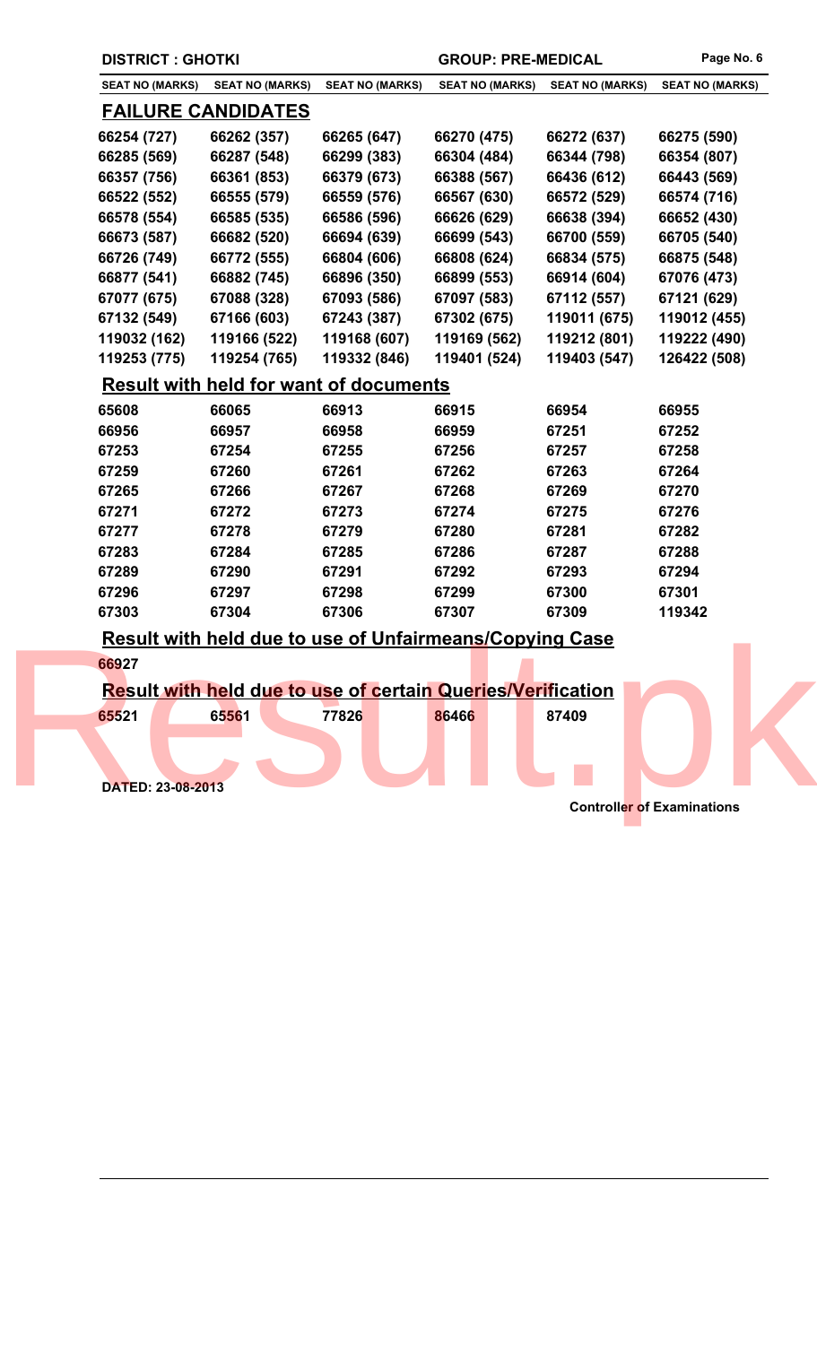DISTRICT : GHOTKI GROUP: PRE-MEDICAL

| SEAT NO (MARKS) | SEAT NO (MARKS) | SEAT NO (MARKS) | SEAT NO (MARKS) | SEAT NO (MARKS) | SEAT NO (MARKS) |
|---|---|---|---|---|---|

## FAILURE CANDIDATES

| | | | | | |
|---|---|---|---|---|---|
| 66254 (727) | 66262 (357) | 66265 (647) | 66270 (475) | 66272 (637) | 66275 (590) |
| 66285 (569) | 66287 (548) | 66299 (383) | 66304 (484) | 66344 (798) | 66354 (807) |
| 66357 (756) | 66361 (853) | 66379 (673) | 66388 (567) | 66436 (612) | 66443 (569) |
| 66522 (552) | 66555 (579) | 66559 (576) | 66567 (630) | 66572 (529) | 66574 (716) |
| 66578 (554) | 66585 (535) | 66586 (596) | 66626 (629) | 66638 (394) | 66652 (430) |
| 66673 (587) | 66682 (520) | 66694 (639) | 66699 (543) | 66700 (559) | 66705 (540) |
| 66726 (749) | 66772 (555) | 66804 (606) | 66808 (624) | 66834 (575) | 66875 (548) |
| 66877 (541) | 66882 (745) | 66896 (350) | 66899 (553) | 66914 (604) | 67076 (473) |
| 67077 (675) | 67088 (328) | 67093 (586) | 67097 (583) | 67112 (557) | 67121 (629) |
| 67132 (549) | 67166 (603) | 67243 (387) | 67302 (675) | 119011 (675) | 119012 (455) |
| 119032 (162) | 119166 (522) | 119168 (607) | 119169 (562) | 119212 (801) | 119222 (490) |
| 119253 (775) | 119254 (765) | 119332 (846) | 119401 (524) | 119403 (547) | 126422 (508) |

## Result with held for want of documents

| | | | | | |
|---|---|---|---|---|---|
| 65608 | 66065 | 66913 | 66915 | 66954 | 66955 |
| 66956 | 66957 | 66958 | 66959 | 67251 | 67252 |
| 67253 | 67254 | 67255 | 67256 | 67257 | 67258 |
| 67259 | 67260 | 67261 | 67262 | 67263 | 67264 |
| 67265 | 67266 | 67267 | 67268 | 67269 | 67270 |
| 67271 | 67272 | 67273 | 67274 | 67275 | 67276 |
| 67277 | 67278 | 67279 | 67280 | 67281 | 67282 |
| 67283 | 67284 | 67285 | 67286 | 67287 | 67288 |
| 67289 | 67290 | 67291 | 67292 | 67293 | 67294 |
| 67296 | 67297 | 67298 | 67299 | 67300 | 67301 |
| 67303 | 67304 | 67306 | 67307 | 67309 | 119342 |

## Result with held due to use of Unfairmeans/Copying Case

66927

## Result with held due to use of certain Queries/Verification

| | | | | |
|---|---|---|---|---|
| 65521 | 65561 | 77826 | 86466 | 87409 |

DATED: 23-08-2013

Controller of Examinations